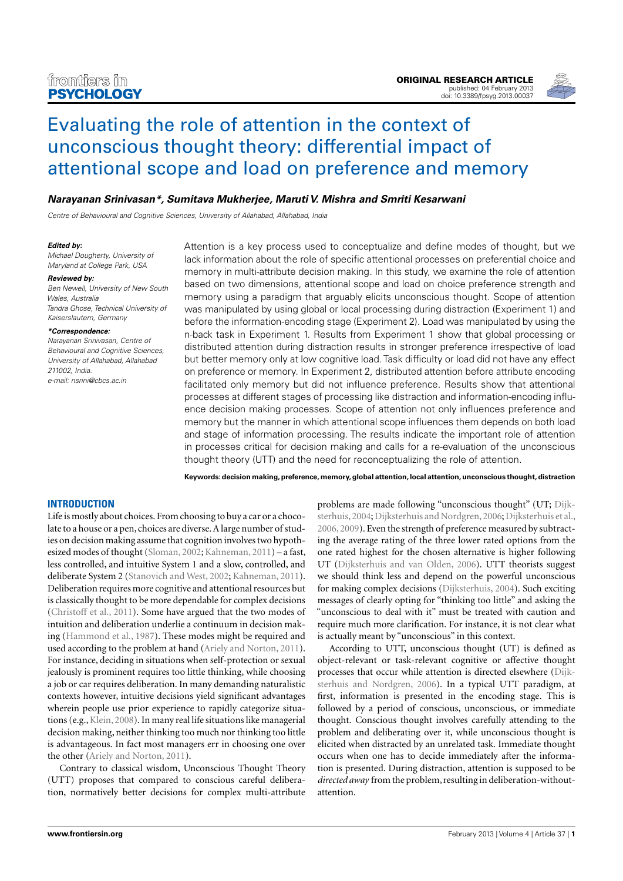# Evaluating the role of attention in the context of unconscious thought theory: differential impact of attentional scope and load on preference and memory

***Narayanan Srinivasan\*, Sumitava Mukherjee, Maruti V. Mishra and Smriti Kesarwani***

*Centre of Behavioural and Cognitive Sciences, University of Allahabad, Allahabad, India*

***Edited by:***
*Michael Dougherty, University of Maryland at College Park, USA*

***Reviewed by:***
*Ben Newell, University of New South Wales, Australia*
*Tandra Ghose, Technical University of Kaiserslautern, Germany*

***\*Correspondence:***
*Narayanan Srinivasan, Centre of Behavioural and Cognitive Sciences, University of Allahabad, Allahabad 211002, India.*
*e-mail: nsrini@cbcs.ac.in*

Attention is a key process used to conceptualize and define modes of thought, but we lack information about the role of specific attentional processes on preferential choice and memory in multi-attribute decision making. In this study, we examine the role of attention based on two dimensions, attentional scope and load on choice preference strength and memory using a paradigm that arguably elicits unconscious thought. Scope of attention was manipulated by using global or local processing during distraction (Experiment 1) and before the information-encoding stage (Experiment 2). Load was manipulated by using the n-back task in Experiment 1. Results from Experiment 1 show that global processing or distributed attention during distraction results in stronger preference irrespective of load but better memory only at low cognitive load. Task difficulty or load did not have any effect on preference or memory. In Experiment 2, distributed attention before attribute encoding facilitated only memory but did not influence preference. Results show that attentional processes at different stages of processing like distraction and information-encoding influence decision making processes. Scope of attention not only influences preference and memory but the manner in which attentional scope influences them depends on both load and stage of information processing. The results indicate the important role of attention in processes critical for decision making and calls for a re-evaluation of the unconscious thought theory (UTT) and the need for reconceptualizing the role of attention.

**Keywords: decision making, preference, memory, global attention, local attention, unconscious thought, distraction**

## INTRODUCTION

Life is mostly about choices. From choosing to buy a car or a chocolate to a house or a pen, choices are diverse. A large number of studies on decision making assume that cognition involves two hypothesized modes of thought (Sloman, 2002; Kahneman, 2011) – a fast, less controlled, and intuitive System 1 and a slow, controlled, and deliberate System 2 (Stanovich and West, 2002; Kahneman, 2011). Deliberation requires more cognitive and attentional resources but is classically thought to be more dependable for complex decisions (Christoff et al., 2011). Some have argued that the two modes of intuition and deliberation underlie a continuum in decision making (Hammond et al., 1987). These modes might be required and used according to the problem at hand (Ariely and Norton, 2011). For instance, deciding in situations when self-protection or sexual jealously is prominent requires too little thinking, while choosing a job or car requires deliberation. In many demanding naturalistic contexts however, intuitive decisions yield significant advantages wherein people use prior experience to rapidly categorize situations (e.g., Klein, 2008). In many real life situations like managerial decision making, neither thinking too much nor thinking too little is advantageous. In fact most managers err in choosing one over the other (Ariely and Norton, 2011).

Contrary to classical wisdom, Unconscious Thought Theory (UTT) proposes that compared to conscious careful deliberation, normatively better decisions for complex multi-attribute problems are made following "unconscious thought" (UT; Dijksterhuis, 2004; Dijksterhuis and Nordgren, 2006; Dijksterhuis et al., 2006, 2009). Even the strength of preference measured by subtracting the average rating of the three lower rated options from the one rated highest for the chosen alternative is higher following UT (Dijksterhuis and van Olden, 2006). UTT theorists suggest we should think less and depend on the powerful unconscious for making complex decisions (Dijksterhuis, 2004). Such exciting messages of clearly opting for "thinking too little" and asking the "unconscious to deal with it" must be treated with caution and require much more clarification. For instance, it is not clear what is actually meant by "unconscious" in this context.

According to UTT, unconscious thought (UT) is defined as object-relevant or task-relevant cognitive or affective thought processes that occur while attention is directed elsewhere (Dijksterhuis and Nordgren, 2006). In a typical UTT paradigm, at first, information is presented in the encoding stage. This is followed by a period of conscious, unconscious, or immediate thought. Conscious thought involves carefully attending to the problem and deliberating over it, while unconscious thought is elicited when distracted by an unrelated task. Immediate thought occurs when one has to decide immediately after the information is presented. During distraction, attention is supposed to be *directed away* from the problem, resulting in deliberation-without-attention.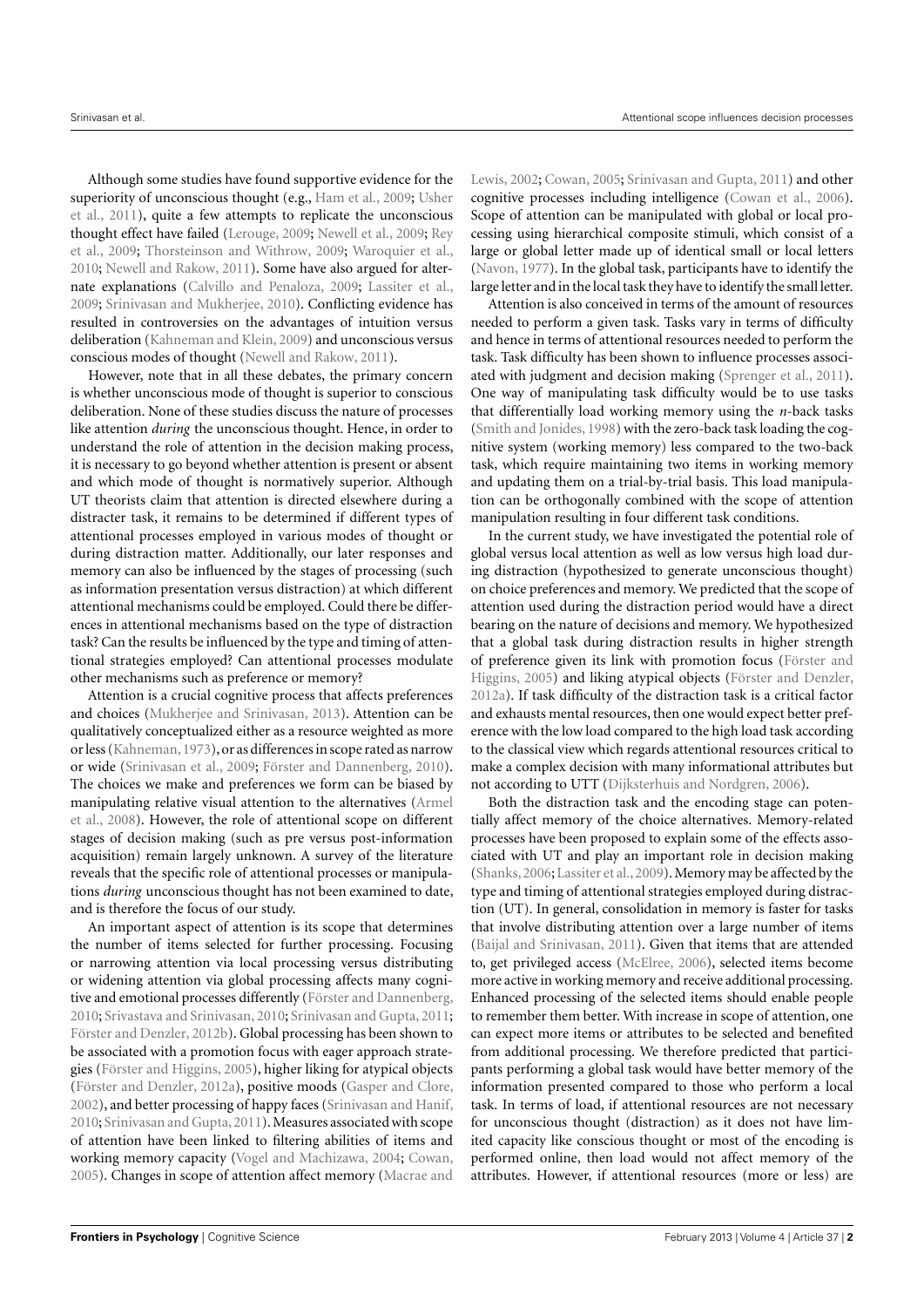Although some studies have found supportive evidence for the superiority of unconscious thought (e.g., Ham et al., 2009; Usher et al., 2011), quite a few attempts to replicate the unconscious thought effect have failed (Lerouge, 2009; Newell et al., 2009; Rey et al., 2009; Thorsteinson and Withrow, 2009; Waroquier et al., 2010; Newell and Rakow, 2011). Some have also argued for alternate explanations (Calvillo and Penaloza, 2009; Lassiter et al., 2009; Srinivasan and Mukherjee, 2010). Conflicting evidence has resulted in controversies on the advantages of intuition versus deliberation (Kahneman and Klein, 2009) and unconscious versus conscious modes of thought (Newell and Rakow, 2011).

However, note that in all these debates, the primary concern is whether unconscious mode of thought is superior to conscious deliberation. None of these studies discuss the nature of processes like attention *during* the unconscious thought. Hence, in order to understand the role of attention in the decision making process, it is necessary to go beyond whether attention is present or absent and which mode of thought is normatively superior. Although UT theorists claim that attention is directed elsewhere during a distracter task, it remains to be determined if different types of attentional processes employed in various modes of thought or during distraction matter. Additionally, our later responses and memory can also be influenced by the stages of processing (such as information presentation versus distraction) at which different attentional mechanisms could be employed. Could there be differences in attentional mechanisms based on the type of distraction task? Can the results be influenced by the type and timing of attentional strategies employed? Can attentional processes modulate other mechanisms such as preference or memory?

Attention is a crucial cognitive process that affects preferences and choices (Mukherjee and Srinivasan, 2013). Attention can be qualitatively conceptualized either as a resource weighted as more or less (Kahneman, 1973), or as differences in scope rated as narrow or wide (Srinivasan et al., 2009; Förster and Dannenberg, 2010). The choices we make and preferences we form can be biased by manipulating relative visual attention to the alternatives (Armel et al., 2008). However, the role of attentional scope on different stages of decision making (such as pre versus post-information acquisition) remain largely unknown. A survey of the literature reveals that the specific role of attentional processes or manipulations *during* unconscious thought has not been examined to date, and is therefore the focus of our study.

An important aspect of attention is its scope that determines the number of items selected for further processing. Focusing or narrowing attention via local processing versus distributing or widening attention via global processing affects many cognitive and emotional processes differently (Förster and Dannenberg, 2010; Srivastava and Srinivasan, 2010; Srinivasan and Gupta, 2011; Förster and Denzler, 2012b). Global processing has been shown to be associated with a promotion focus with eager approach strategies (Förster and Higgins, 2005), higher liking for atypical objects (Förster and Denzler, 2012a), positive moods (Gasper and Clore, 2002), and better processing of happy faces (Srinivasan and Hanif, 2010; Srinivasan and Gupta, 2011). Measures associated with scope of attention have been linked to filtering abilities of items and working memory capacity (Vogel and Machizawa, 2004; Cowan, 2005). Changes in scope of attention affect memory (Macrae and Lewis, 2002; Cowan, 2005; Srinivasan and Gupta, 2011) and other cognitive processes including intelligence (Cowan et al., 2006). Scope of attention can be manipulated with global or local processing using hierarchical composite stimuli, which consist of a large or global letter made up of identical small or local letters (Navon, 1977). In the global task, participants have to identify the large letter and in the local task they have to identify the small letter.

Attention is also conceived in terms of the amount of resources needed to perform a given task. Tasks vary in terms of difficulty and hence in terms of attentional resources needed to perform the task. Task difficulty has been shown to influence processes associated with judgment and decision making (Sprenger et al., 2011). One way of manipulating task difficulty would be to use tasks that differentially load working memory using the *n*-back tasks (Smith and Jonides, 1998) with the zero-back task loading the cognitive system (working memory) less compared to the two-back task, which require maintaining two items in working memory and updating them on a trial-by-trial basis. This load manipulation can be orthogonally combined with the scope of attention manipulation resulting in four different task conditions.

In the current study, we have investigated the potential role of global versus local attention as well as low versus high load during distraction (hypothesized to generate unconscious thought) on choice preferences and memory. We predicted that the scope of attention used during the distraction period would have a direct bearing on the nature of decisions and memory. We hypothesized that a global task during distraction results in higher strength of preference given its link with promotion focus (Förster and Higgins, 2005) and liking atypical objects (Förster and Denzler, 2012a). If task difficulty of the distraction task is a critical factor and exhausts mental resources, then one would expect better preference with the low load compared to the high load task according to the classical view which regards attentional resources critical to make a complex decision with many informational attributes but not according to UTT (Dijksterhuis and Nordgren, 2006).

Both the distraction task and the encoding stage can potentially affect memory of the choice alternatives. Memory-related processes have been proposed to explain some of the effects associated with UT and play an important role in decision making (Shanks, 2006; Lassiter et al., 2009). Memory may be affected by the type and timing of attentional strategies employed during distraction (UT). In general, consolidation in memory is faster for tasks that involve distributing attention over a large number of items (Baijal and Srinivasan, 2011). Given that items that are attended to, get privileged access (McElree, 2006), selected items become more active in working memory and receive additional processing. Enhanced processing of the selected items should enable people to remember them better. With increase in scope of attention, one can expect more items or attributes to be selected and benefited from additional processing. We therefore predicted that participants performing a global task would have better memory of the information presented compared to those who perform a local task. In terms of load, if attentional resources are not necessary for unconscious thought (distraction) as it does not have limited capacity like conscious thought or most of the encoding is performed online, then load would not affect memory of the attributes. However, if attentional resources (more or less) are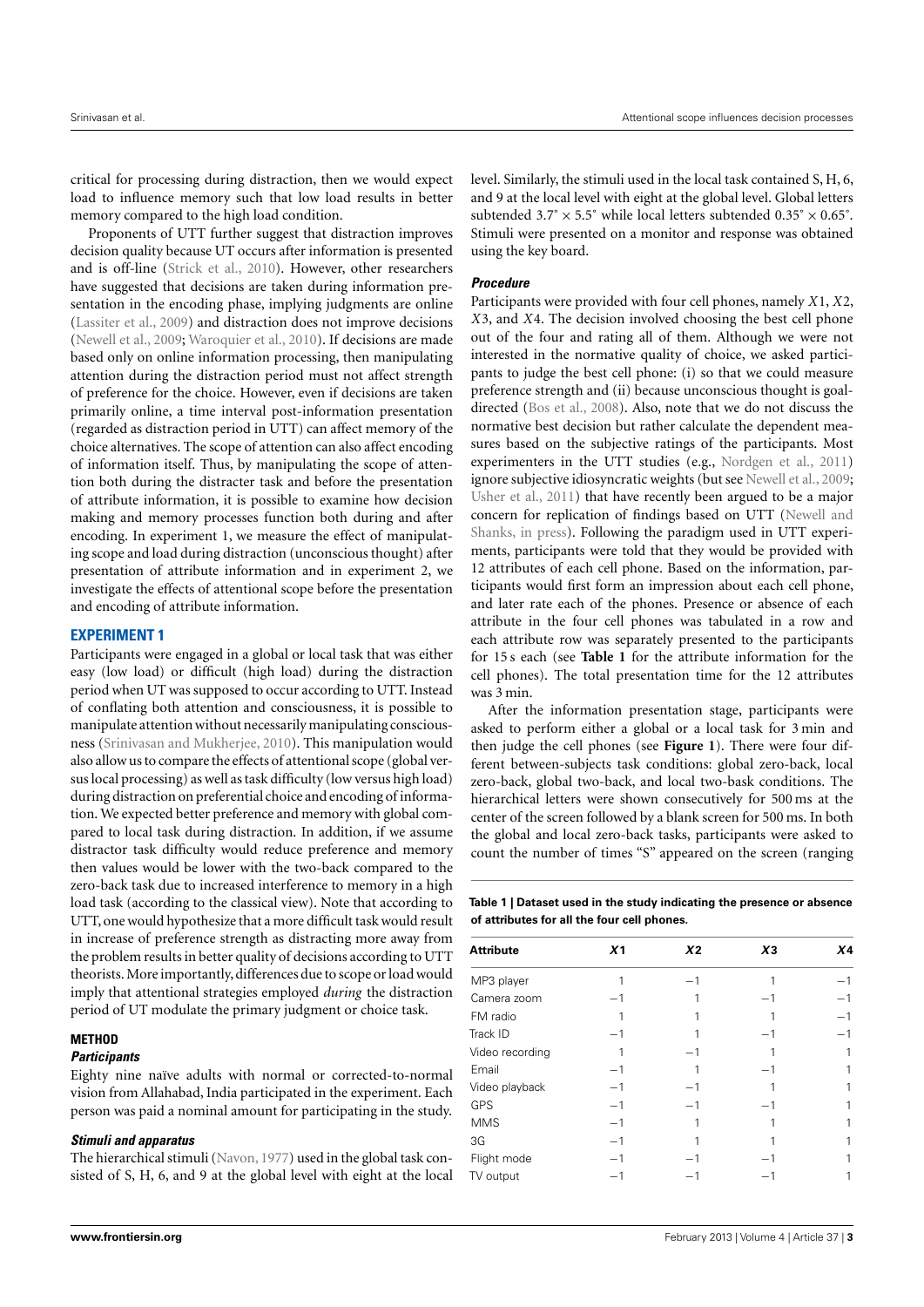critical for processing during distraction, then we would expect load to influence memory such that low load results in better memory compared to the high load condition.

Proponents of UTT further suggest that distraction improves decision quality because UT occurs after information is presented and is off-line (Strick et al., 2010). However, other researchers have suggested that decisions are taken during information presentation in the encoding phase, implying judgments are online (Lassiter et al., 2009) and distraction does not improve decisions (Newell et al., 2009; Waroquier et al., 2010). If decisions are made based only on online information processing, then manipulating attention during the distraction period must not affect strength of preference for the choice. However, even if decisions are taken primarily online, a time interval post-information presentation (regarded as distraction period in UTT) can affect memory of the choice alternatives. The scope of attention can also affect encoding of information itself. Thus, by manipulating the scope of attention both during the distracter task and before the presentation of attribute information, it is possible to examine how decision making and memory processes function both during and after encoding. In experiment 1, we measure the effect of manipulating scope and load during distraction (unconscious thought) after presentation of attribute information and in experiment 2, we investigate the effects of attentional scope before the presentation and encoding of attribute information.

## EXPERIMENT 1

Participants were engaged in a global or local task that was either easy (low load) or difficult (high load) during the distraction period when UT was supposed to occur according to UTT. Instead of conflating both attention and consciousness, it is possible to manipulate attention without necessarily manipulating consciousness (Srinivasan and Mukherjee, 2010). This manipulation would also allow us to compare the effects of attentional scope (global versus local processing) as well as task difficulty (low versus high load) during distraction on preferential choice and encoding of information. We expected better preference and memory with global compared to local task during distraction. In addition, if we assume distractor task difficulty would reduce preference and memory then values would be lower with the two-back compared to the zero-back task due to increased interference to memory in a high load task (according to the classical view). Note that according to UTT, one would hypothesize that a more difficult task would result in increase of preference strength as distracting more away from the problem results in better quality of decisions according to UTT theorists. More importantly, differences due to scope or load would imply that attentional strategies employed *during* the distraction period of UT modulate the primary judgment or choice task.

### METHOD

#### *Participants*

Eighty nine naïve adults with normal or corrected-to-normal vision from Allahabad, India participated in the experiment. Each person was paid a nominal amount for participating in the study.

#### *Stimuli and apparatus*

The hierarchical stimuli (Navon, 1977) used in the global task consisted of S, H, 6, and 9 at the global level with eight at the local level. Similarly, the stimuli used in the local task contained S, H, 6, and 9 at the local level with eight at the global level. Global letters subtended $3.7° \times 5.5°$ while local letters subtended $0.35° \times 0.65°$. Stimuli were presented on a monitor and response was obtained using the key board.

#### *Procedure*

Participants were provided with four cell phones, namely $X1$, $X2$, $X3$, and $X4$. The decision involved choosing the best cell phone out of the four and rating all of them. Although we were not interested in the normative quality of choice, we asked participants to judge the best cell phone: (i) so that we could measure preference strength and (ii) because unconscious thought is goal-directed (Bos et al., 2008). Also, note that we do not discuss the normative best decision but rather calculate the dependent measures based on the subjective ratings of the participants. Most experimenters in the UTT studies (e.g., Nordgen et al., 2011) ignore subjective idiosyncratic weights (but see Newell et al., 2009; Usher et al., 2011) that have recently been argued to be a major concern for replication of findings based on UTT (Newell and Shanks, in press). Following the paradigm used in UTT experiments, participants were told that they would be provided with 12 attributes of each cell phone. Based on the information, participants would first form an impression about each cell phone, and later rate each of the phones. Presence or absence of each attribute in the four cell phones was tabulated in a row and each attribute row was separately presented to the participants for 15 s each (see **Table 1** for the attribute information for the cell phones). The total presentation time for the 12 attributes was 3 min.

After the information presentation stage, participants were asked to perform either a global or a local task for 3 min and then judge the cell phones (see **Figure 1**). There were four different between-subjects task conditions: global zero-back, local zero-back, global two-back, and local two-bask conditions. The hierarchical letters were shown consecutively for 500 ms at the center of the screen followed by a blank screen for 500 ms. In both the global and local zero-back tasks, participants were asked to count the number of times "S" appeared on the screen (ranging

**Table 1 | Dataset used in the study indicating the presence or absence of attributes for all the four cell phones.**

| Attribute | $X1$ | $X2$ | $X3$ | $X4$ |
|---|---|---|---|---|
| MP3 player | 1 | −1 | 1 | −1 |
| Camera zoom | −1 | 1 | −1 | −1 |
| FM radio | 1 | 1 | 1 | −1 |
| Track ID | −1 | 1 | −1 | −1 |
| Video recording | 1 | −1 | 1 | 1 |
| Email | −1 | 1 | −1 | 1 |
| Video playback | −1 | −1 | 1 | 1 |
| GPS | −1 | −1 | −1 | 1 |
| MMS | −1 | 1 | 1 | 1 |
| 3G | −1 | 1 | 1 | 1 |
| Flight mode | −1 | −1 | −1 | 1 |
| TV output | −1 | −1 | −1 | 1 |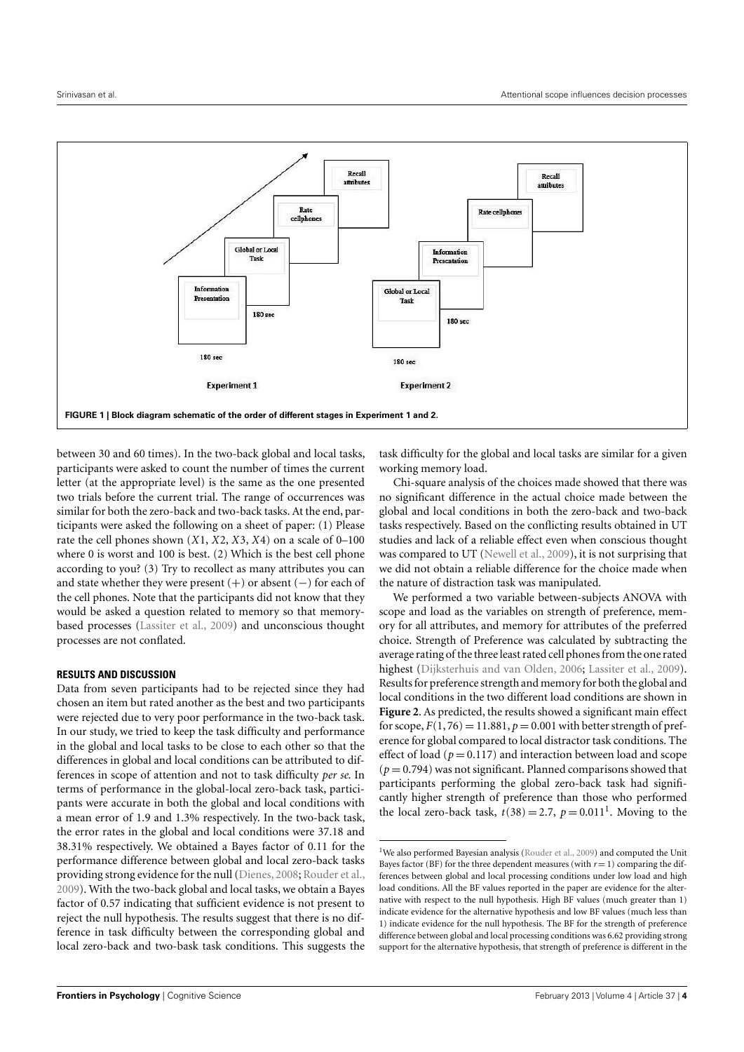FIGURE 1 | Block diagram schematic of the order of different stages in Experiment 1 and 2.

between 30 and 60 times). In the two-back global and local tasks, participants were asked to count the number of times the current letter (at the appropriate level) is the same as the one presented two trials before the current trial. The range of occurrences was similar for both the zero-back and two-back tasks. At the end, participants were asked the following on a sheet of paper: (1) Please rate the cell phones shown ($X1$, $X2$, $X3$, $X4$) on a scale of 0–100 where 0 is worst and 100 is best. (2) Which is the best cell phone according to you? (3) Try to recollect as many attributes you can and state whether they were present (+) or absent (−) for each of the cell phones. Note that the participants did not know that they would be asked a question related to memory so that memory-based processes (Lassiter et al., 2009) and unconscious thought processes are not conflated.

### RESULTS AND DISCUSSION

Data from seven participants had to be rejected since they had chosen an item but rated another as the best and two participants were rejected due to very poor performance in the two-back task. In our study, we tried to keep the task difficulty and performance in the global and local tasks to be close to each other so that the differences in global and local conditions can be attributed to differences in scope of attention and not to task difficulty *per se*. In terms of performance in the global-local zero-back task, participants were accurate in both the global and local conditions with a mean error of 1.9 and 1.3% respectively. In the two-back task, the error rates in the global and local conditions were 37.18 and 38.31% respectively. We obtained a Bayes factor of 0.11 for the performance difference between global and local zero-back tasks providing strong evidence for the null (Dienes, 2008; Rouder et al., 2009). With the two-back global and local tasks, we obtain a Bayes factor of 0.57 indicating that sufficient evidence is not present to reject the null hypothesis. The results suggest that there is no difference in task difficulty between the corresponding global and local zero-back and two-bask task conditions. This suggests the task difficulty for the global and local tasks are similar for a given working memory load.

Chi-square analysis of the choices made showed that there was no significant difference in the actual choice made between the global and local conditions in both the zero-back and two-back tasks respectively. Based on the conflicting results obtained in UT studies and lack of a reliable effect even when conscious thought was compared to UT (Newell et al., 2009), it is not surprising that we did not obtain a reliable difference for the choice made when the nature of distraction task was manipulated.

We performed a two variable between-subjects ANOVA with scope and load as the variables on strength of preference, memory for all attributes, and memory for attributes of the preferred choice. Strength of Preference was calculated by subtracting the average rating of the three least rated cell phones from the one rated highest (Dijksterhuis and van Olden, 2006; Lassiter et al., 2009). Results for preference strength and memory for both the global and local conditions in the two different load conditions are shown in **Figure 2**. As predicted, the results showed a significant main effect for scope, $F(1, 76) = 11.881$, $p = 0.001$ with better strength of preference for global compared to local distractor task conditions. The effect of load ($p = 0.117$) and interaction between load and scope ($p = 0.794$) was not significant. Planned comparisons showed that participants performing the global zero-back task had significantly higher strength of preference than those who performed the local zero-back task, $t(38) = 2.7$, $p = 0.011$[1]. Moving to the

[1] We also performed Bayesian analysis (Rouder et al., 2009) and computed the Unit Bayes factor (BF) for the three dependent measures (with $r = 1$) comparing the differences between global and local processing conditions under low load and high load conditions. All the BF values reported in the paper are evidence for the alternative with respect to the null hypothesis. High BF values (much greater than 1) indicate evidence for the alternative hypothesis and low BF values (much less than 1) indicate evidence for the null hypothesis. The BF for the strength of preference difference between global and local processing conditions was 6.62 providing strong support for the alternative hypothesis, that strength of preference is different in the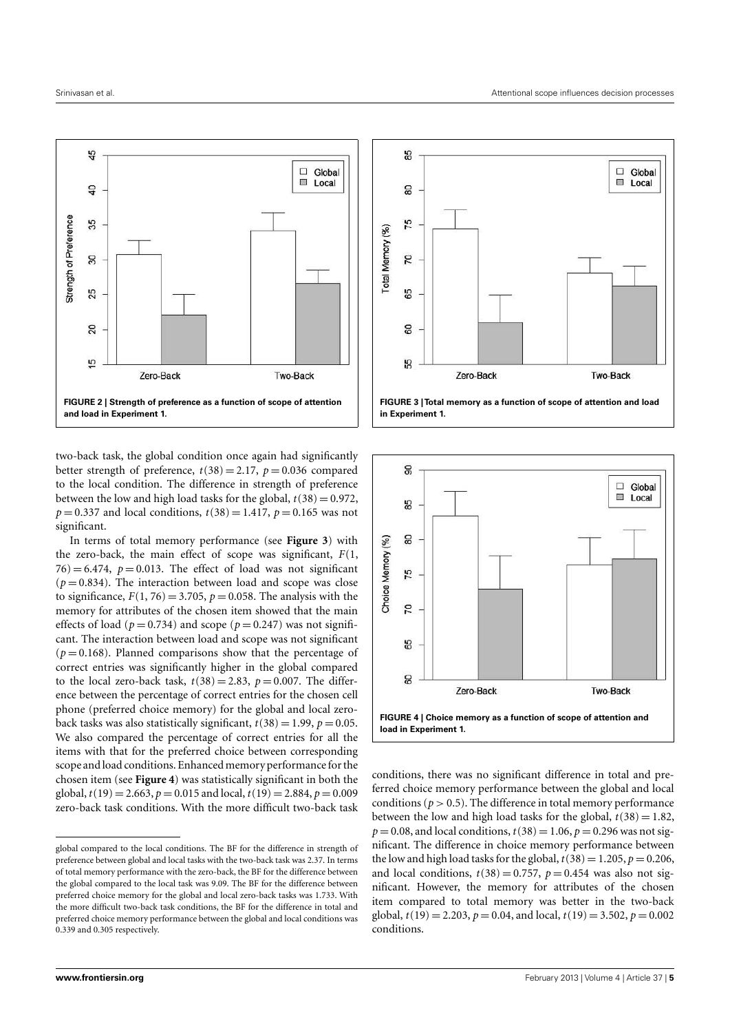**FIGURE 2 | Strength of preference as a function of scope of attention and load in Experiment 1.**

**FIGURE 3 | Total memory as a function of scope of attention and load in Experiment 1.**

two-back task, the global condition once again had significantly better strength of preference, $t(38) = 2.17$, $p = 0.036$ compared to the local condition. The difference in strength of preference between the low and high load tasks for the global, $t(38) = 0.972$, $p = 0.337$ and local conditions, $t(38) = 1.417$, $p = 0.165$ was not significant.

In terms of total memory performance (see **Figure 3**) with the zero-back, the main effect of scope was significant, $F(1, 76) = 6.474$, $p = 0.013$. The effect of load was not significant ($p = 0.834$). The interaction between load and scope was close to significance, $F(1, 76) = 3.705$, $p = 0.058$. The analysis with the memory for attributes of the chosen item showed that the main effects of load ($p = 0.734$) and scope ($p = 0.247$) was not significant. The interaction between load and scope was not significant ($p = 0.168$). Planned comparisons show that the percentage of correct entries was significantly higher in the global compared to the local zero-back task, $t(38) = 2.83$, $p = 0.007$. The difference between the percentage of correct entries for the chosen cell phone (preferred choice memory) for the global and local zero-back tasks was also statistically significant, $t(38) = 1.99$, $p = 0.05$. We also compared the percentage of correct entries for all the items with that for the preferred choice between corresponding scope and load conditions. Enhanced memory performance for the chosen item (see **Figure 4**) was statistically significant in both the global, $t(19) = 2.663$, $p = 0.015$ and local, $t(19) = 2.884$, $p = 0.009$ zero-back task conditions. With the more difficult two-back task conditions, there was no significant difference in total and preferred choice memory performance between the global and local conditions ($p > 0.5$). The difference in total memory performance between the low and high load tasks for the global, $t(38) = 1.82$, $p = 0.08$, and local conditions, $t(38) = 1.06$, $p = 0.296$ was not significant. The difference in choice memory performance between the low and high load tasks for the global, $t(38) = 1.205$, $p = 0.206$, and local conditions, $t(38) = 0.757$, $p = 0.454$ was also not significant. However, the memory for attributes of the chosen item compared to total memory was better in the two-back global, $t(19) = 2.203$, $p = 0.04$, and local, $t(19) = 3.502$, $p = 0.002$ conditions.

**FIGURE 4 | Choice memory as a function of scope of attention and load in Experiment 1.**

global compared to the local conditions. The BF for the difference in strength of preference between global and local tasks with the two-back task was 2.37. In terms of total memory performance with the zero-back, the BF for the difference between the global compared to the local task was 9.09. The BF for the difference between preferred choice memory for the global and local zero-back tasks was 1.733. With the more difficult two-back task conditions, the BF for the difference in total and preferred choice memory performance between the global and local conditions was 0.339 and 0.305 respectively.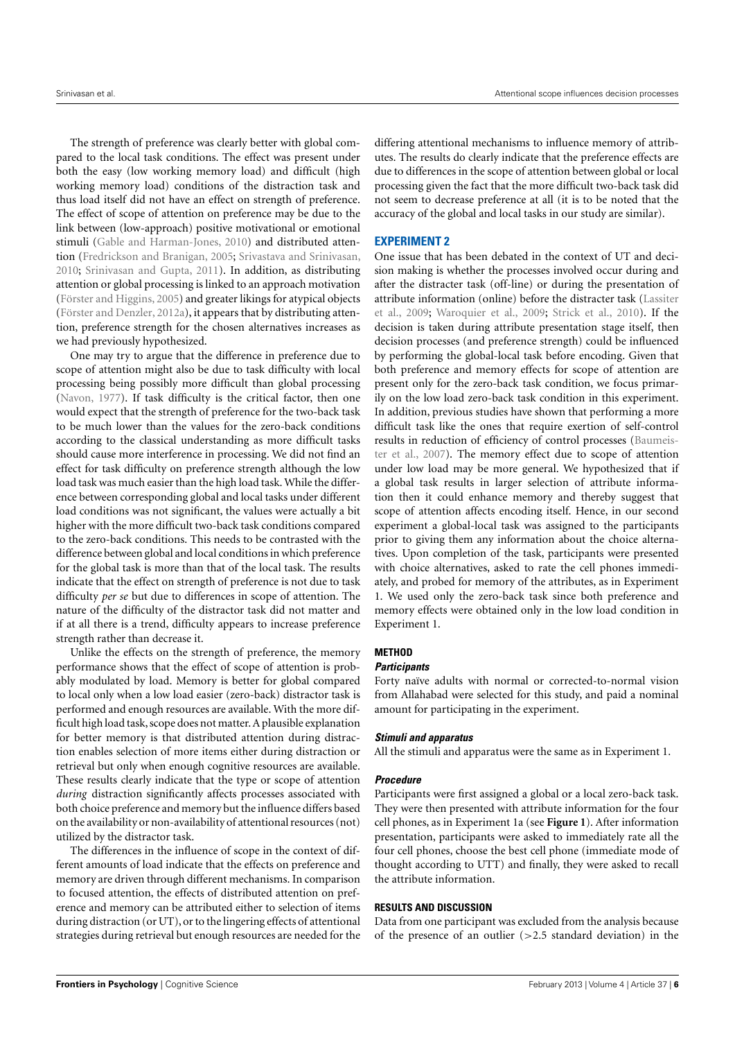The strength of preference was clearly better with global compared to the local task conditions. The effect was present under both the easy (low working memory load) and difficult (high working memory load) conditions of the distraction task and thus load itself did not have an effect on strength of preference. The effect of scope of attention on preference may be due to the link between (low-approach) positive motivational or emotional stimuli (Gable and Harman-Jones, 2010) and distributed attention (Fredrickson and Branigan, 2005; Srivastava and Srinivasan, 2010; Srinivasan and Gupta, 2011). In addition, as distributing attention or global processing is linked to an approach motivation (Förster and Higgins, 2005) and greater likings for atypical objects (Förster and Denzler, 2012a), it appears that by distributing attention, preference strength for the chosen alternatives increases as we had previously hypothesized.

One may try to argue that the difference in preference due to scope of attention might also be due to task difficulty with local processing being possibly more difficult than global processing (Navon, 1977). If task difficulty is the critical factor, then one would expect that the strength of preference for the two-back task to be much lower than the values for the zero-back conditions according to the classical understanding as more difficult tasks should cause more interference in processing. We did not find an effect for task difficulty on preference strength although the low load task was much easier than the high load task. While the difference between corresponding global and local tasks under different load conditions was not significant, the values were actually a bit higher with the more difficult two-back task conditions compared to the zero-back conditions. This needs to be contrasted with the difference between global and local conditions in which preference for the global task is more than that of the local task. The results indicate that the effect on strength of preference is not due to task difficulty *per se* but due to differences in scope of attention. The nature of the difficulty of the distractor task did not matter and if at all there is a trend, difficulty appears to increase preference strength rather than decrease it.

Unlike the effects on the strength of preference, the memory performance shows that the effect of scope of attention is probably modulated by load. Memory is better for global compared to local only when a low load easier (zero-back) distractor task is performed and enough resources are available. With the more difficult high load task, scope does not matter. A plausible explanation for better memory is that distributed attention during distraction enables selection of more items either during distraction or retrieval but only when enough cognitive resources are available. These results clearly indicate that the type or scope of attention *during* distraction significantly affects processes associated with both choice preference and memory but the influence differs based on the availability or non-availability of attentional resources (not) utilized by the distractor task.

The differences in the influence of scope in the context of different amounts of load indicate that the effects on preference and memory are driven through different mechanisms. In comparison to focused attention, the effects of distributed attention on preference and memory can be attributed either to selection of items during distraction (or UT), or to the lingering effects of attentional strategies during retrieval but enough resources are needed for the differing attentional mechanisms to influence memory of attributes. The results do clearly indicate that the preference effects are due to differences in the scope of attention between global or local processing given the fact that the more difficult two-back task did not seem to decrease preference at all (it is to be noted that the accuracy of the global and local tasks in our study are similar).

## EXPERIMENT 2

One issue that has been debated in the context of UT and decision making is whether the processes involved occur during and after the distracter task (off-line) or during the presentation of attribute information (online) before the distracter task (Lassiter et al., 2009; Waroquier et al., 2009; Strick et al., 2010). If the decision is taken during attribute presentation stage itself, then decision processes (and preference strength) could be influenced by performing the global-local task before encoding. Given that both preference and memory effects for scope of attention are present only for the zero-back task condition, we focus primarily on the low load zero-back task condition in this experiment. In addition, previous studies have shown that performing a more difficult task like the ones that require exertion of self-control results in reduction of efficiency of control processes (Baumeister et al., 2007). The memory effect due to scope of attention under low load may be more general. We hypothesized that if a global task results in larger selection of attribute information then it could enhance memory and thereby suggest that scope of attention affects encoding itself. Hence, in our second experiment a global-local task was assigned to the participants prior to giving them any information about the choice alternatives. Upon completion of the task, participants were presented with choice alternatives, asked to rate the cell phones immediately, and probed for memory of the attributes, as in Experiment 1. We used only the zero-back task since both preference and memory effects were obtained only in the low load condition in Experiment 1.

### METHOD

#### *Participants*

Forty naïve adults with normal or corrected-to-normal vision from Allahabad were selected for this study, and paid a nominal amount for participating in the experiment.

#### *Stimuli and apparatus*

All the stimuli and apparatus were the same as in Experiment 1.

#### *Procedure*

Participants were first assigned a global or a local zero-back task. They were then presented with attribute information for the four cell phones, as in Experiment 1a (see **Figure 1**). After information presentation, participants were asked to immediately rate all the four cell phones, choose the best cell phone (immediate mode of thought according to UTT) and finally, they were asked to recall the attribute information.

### RESULTS AND DISCUSSION

Data from one participant was excluded from the analysis because of the presence of an outlier (>2.5 standard deviation) in the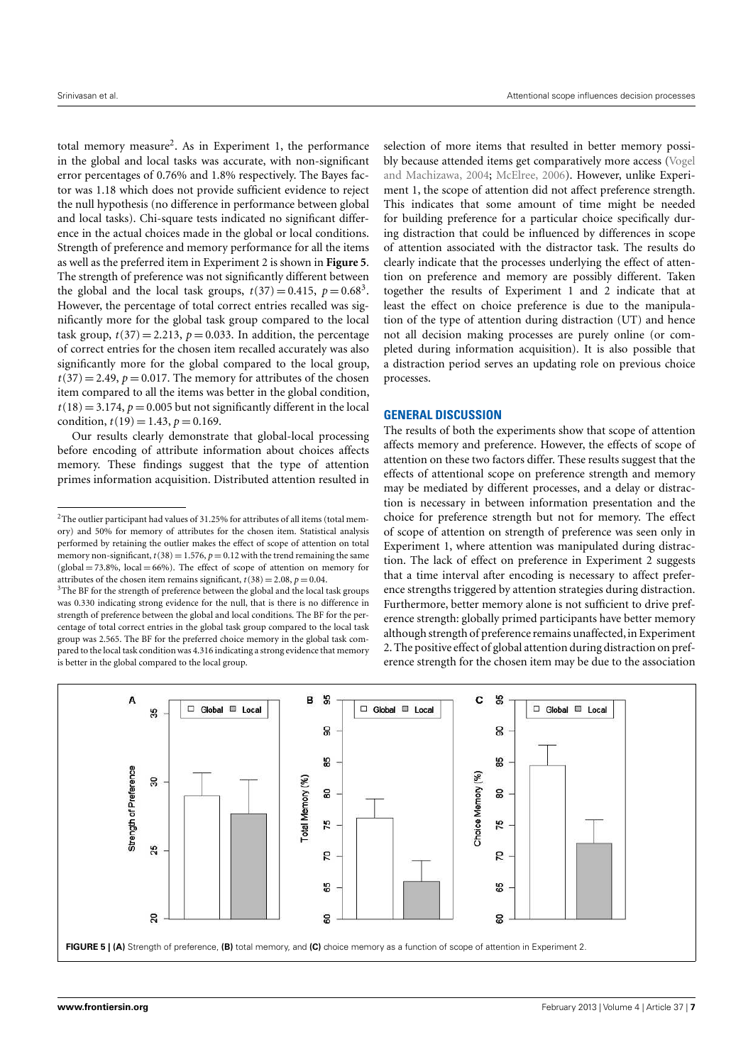total memory measure[2]. As in Experiment 1, the performance in the global and local tasks was accurate, with non-significant error percentages of 0.76% and 1.8% respectively. The Bayes factor was 1.18 which does not provide sufficient evidence to reject the null hypothesis (no difference in performance between global and local tasks). Chi-square tests indicated no significant difference in the actual choices made in the global or local conditions. Strength of preference and memory performance for all the items as well as the preferred item in Experiment 2 is shown in **Figure 5**. The strength of preference was not significantly different between the global and the local task groups, $t(37) = 0.415$, $p = 0.68$[3]. However, the percentage of total correct entries recalled was significantly more for the global task group compared to the local task group, $t(37) = 2.213$, $p = 0.033$. In addition, the percentage of correct entries for the chosen item recalled accurately was also significantly more for the global compared to the local group, $t(37) = 2.49$, $p = 0.017$. The memory for attributes of the chosen item compared to all the items was better in the global condition, $t(18) = 3.174$, $p = 0.005$ but not significantly different in the local condition, $t(19) = 1.43$, $p = 0.169$.

Our results clearly demonstrate that global-local processing before encoding of attribute information about choices affects memory. These findings suggest that the type of attention primes information acquisition. Distributed attention resulted in selection of more items that resulted in better memory possibly because attended items get comparatively more access (Vogel and Machizawa, 2004; McElree, 2006). However, unlike Experiment 1, the scope of attention did not affect preference strength. This indicates that some amount of time might be needed for building preference for a particular choice specifically during distraction that could be influenced by differences in scope of attention associated with the distractor task. The results do clearly indicate that the processes underlying the effect of attention on preference and memory are possibly different. Taken together the results of Experiment 1 and 2 indicate that at least the effect on choice preference is due to the manipulation of the type of attention during distraction (UT) and hence not all decision making processes are purely online (or completed during information acquisition). It is also possible that a distraction period serves an updating role on previous choice processes.

## GENERAL DISCUSSION

The results of both the experiments show that scope of attention affects memory and preference. However, the effects of scope of attention on these two factors differ. These results suggest that the effects of attentional scope on preference strength and memory may be mediated by different processes, and a delay or distraction is necessary in between information presentation and the choice for preference strength but not for memory. The effect of scope of attention on strength of preference was seen only in Experiment 1, where attention was manipulated during distraction. The lack of effect on preference in Experiment 2 suggests that a time interval after encoding is necessary to affect preference strengths triggered by attention strategies during distraction. Furthermore, better memory alone is not sufficient to drive preference strength: globally primed participants have better memory although strength of preference remains unaffected, in Experiment 2. The positive effect of global attention during distraction on preference strength for the chosen item may be due to the association

**FIGURE 5 | (A)** Strength of preference, **(B)** total memory, and **(C)** choice memory as a function of scope of attention in Experiment 2.

---

[2] The outlier participant had values of 31.25% for attributes of all items (total memory) and 50% for memory of attributes for the chosen item. Statistical analysis performed by retaining the outlier makes the effect of scope of attention on total memory non-significant, $t(38) = 1.576$, $p = 0.12$ with the trend remaining the same (global = 73.8%, local = 66%). The effect of scope of attention on memory for attributes of the chosen item remains significant, $t(38) = 2.08$, $p = 0.04$.

[3] The BF for the strength of preference between the global and the local task groups was 0.330 indicating strong evidence for the null, that is there is no difference in strength of preference between the global and local conditions. The BF for the percentage of total correct entries in the global task group compared to the local task group was 2.565. The BF for the preferred choice memory in the global task compared to the local task condition was 4.316 indicating a strong evidence that memory is better in the global compared to the local group.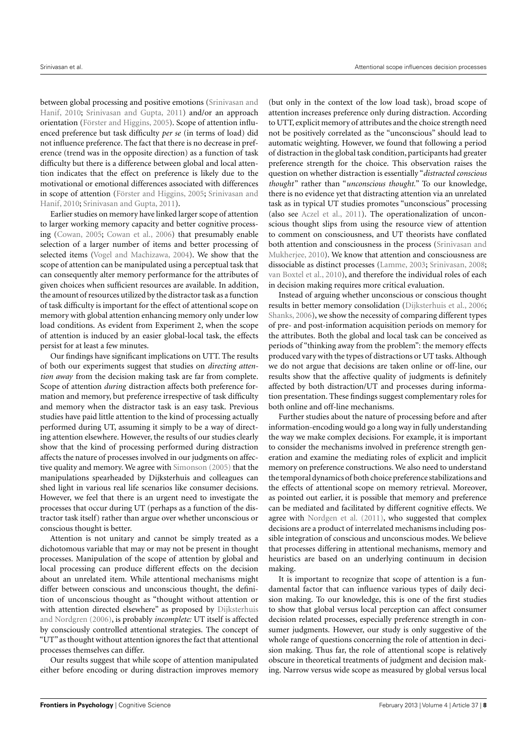between global processing and positive emotions (Srinivasan and Hanif, 2010; Srinivasan and Gupta, 2011) and/or an approach orientation (Förster and Higgins, 2005). Scope of attention influenced preference but task difficulty *per se* (in terms of load) did not influence preference. The fact that there is no decrease in preference (trend was in the opposite direction) as a function of task difficulty but there is a difference between global and local attention indicates that the effect on preference is likely due to the motivational or emotional differences associated with differences in scope of attention (Förster and Higgins, 2005; Srinivasan and Hanif, 2010; Srinivasan and Gupta, 2011).

Earlier studies on memory have linked larger scope of attention to larger working memory capacity and better cognitive processing (Cowan, 2005; Cowan et al., 2006) that presumably enable selection of a larger number of items and better processing of selected items (Vogel and Machizawa, 2004). We show that the scope of attention can be manipulated using a perceptual task that can consequently alter memory performance for the attributes of given choices when sufficient resources are available. In addition, the amount of resources utilized by the distractor task as a function of task difficulty is important for the effect of attentional scope on memory with global attention enhancing memory only under low load conditions. As evident from Experiment 2, when the scope of attention is induced by an easier global-local task, the effects persist for at least a few minutes.

Our findings have significant implications on UTT. The results of both our experiments suggest that studies on *directing attention away* from the decision making task are far from complete. Scope of attention *during* distraction affects both preference formation and memory, but preference irrespective of task difficulty and memory when the distractor task is an easy task. Previous studies have paid little attention to the kind of processing actually performed during UT, assuming it simply to be a way of directing attention elsewhere. However, the results of our studies clearly show that the kind of processing performed during distraction affects the nature of processes involved in our judgments on affective quality and memory. We agree with Simonson (2005) that the manipulations spearheaded by Dijksterhuis and colleagues can shed light in various real life scenarios like consumer decisions. However, we feel that there is an urgent need to investigate the processes that occur during UT (perhaps as a function of the distractor task itself) rather than argue over whether unconscious or conscious thought is better.

Attention is not unitary and cannot be simply treated as a dichotomous variable that may or may not be present in thought processes. Manipulation of the scope of attention by global and local processing can produce different effects on the decision about an unrelated item. While attentional mechanisms might differ between conscious and unconscious thought, the definition of unconscious thought as "thought without attention or with attention directed elsewhere" as proposed by Dijksterhuis and Nordgren (2006), is probably *incomplete:* UT itself is affected by consciously controlled attentional strategies. The concept of "UT" as thought without attention ignores the fact that attentional processes themselves can differ.

Our results suggest that while scope of attention manipulated either before encoding or during distraction improves memory (but only in the context of the low load task), broad scope of attention increases preference only during distraction. According to UTT, explicit memory of attributes and the choice strength need not be positively correlated as the "unconscious" should lead to automatic weighting. However, we found that following a period of distraction in the global task condition, participants had greater preference strength for the choice. This observation raises the question on whether distraction is essentially "*distracted conscious thought*" rather than "*unconscious thought*." To our knowledge, there is no evidence yet that distracting attention via an unrelated task as in typical UT studies promotes "unconscious" processing (also see Aczel et al., 2011). The operationalization of unconscious thought slips from using the resource view of attention to comment on consciousness, and UT theorists have conflated both attention and consciousness in the process (Srinivasan and Mukherjee, 2010). We know that attention and consciousness are dissociable as distinct processes (Lamme, 2003; Srinivasan, 2008; van Boxtel et al., 2010), and therefore the individual roles of each in decision making requires more critical evaluation.

Instead of arguing whether unconscious or conscious thought results in better memory consolidation (Dijksterhuis et al., 2006; Shanks, 2006), we show the necessity of comparing different types of pre- and post-information acquisition periods on memory for the attributes. Both the global and local task can be conceived as periods of "thinking away from the problem": the memory effects produced vary with the types of distractions or UT tasks. Although we do not argue that decisions are taken online or off-line, our results show that the affective quality of judgments is definitely affected by both distraction/UT and processes during information presentation. These findings suggest complementary roles for both online and off-line mechanisms.

Further studies about the nature of processing before and after information-encoding would go a long way in fully understanding the way we make complex decisions. For example, it is important to consider the mechanisms involved in preference strength generation and examine the mediating roles of explicit and implicit memory on preference constructions. We also need to understand the temporal dynamics of both choice preference stabilizations and the effects of attentional scope on memory retrieval. Moreover, as pointed out earlier, it is possible that memory and preference can be mediated and facilitated by different cognitive effects. We agree with Nordgren et al. (2011), who suggested that complex decisions are a product of interrelated mechanisms including possible integration of conscious and unconscious modes. We believe that processes differing in attentional mechanisms, memory and heuristics are based on an underlying continuum in decision making.

It is important to recognize that scope of attention is a fundamental factor that can influence various types of daily decision making. To our knowledge, this is one of the first studies to show that global versus local perception can affect consumer decision related processes, especially preference strength in consumer judgments. However, our study is only suggestive of the whole range of questions concerning the role of attention in decision making. Thus far, the role of attentional scope is relatively obscure in theoretical treatments of judgment and decision making. Narrow versus wide scope as measured by global versus local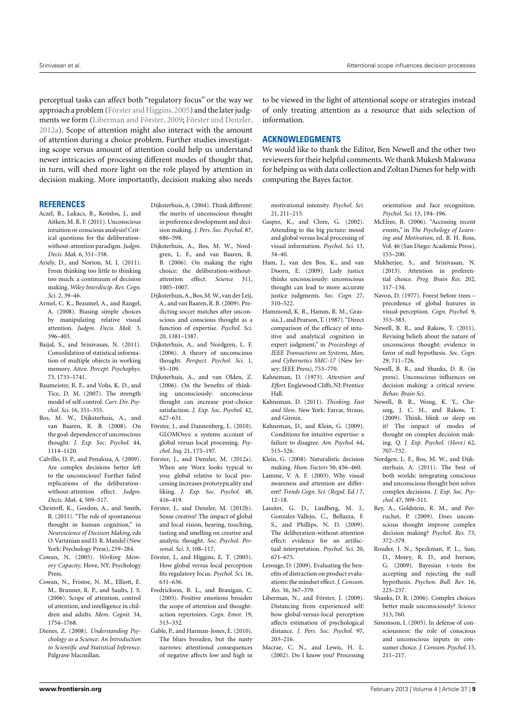perceptual tasks can affect both "regulatory focus" or the way we approach a problem (Förster and Higgins, 2005) and the later judgments we form (Liberman and Förster, 2009; Förster and Denzler, 2012a). Scope of attention might also interact with the amount of attention during a choice problem. Further studies investigating scope versus amount of attention could help us understand newer intricacies of processing different modes of thought that, in turn, will shed more light on the role played by attention in decision making. More importantly, decision making also needs to be viewed in the light of attentional scope or strategies instead of only treating attention as a resource that aids selection of information.

## ACKNOWLEDGMENTS

We would like to thank the Editor, Ben Newell and the other two reviewers for their helpful comments. We thank Mukesh Makwana for helping us with data collection and Zoltan Dienes for help with computing the Bayes factor.

## REFERENCES

Aczel, B., Lukacs, B., Komlos, J., and Aitken, M. R. F. (2011). Unconscious intuition or conscious analysis? Critical questions for the deliberation-without-attention paradigm. *Judgm. Decis. Mak.* 6, 351–358.

Ariely, D., and Norton, M. I. (2011). From thinking too little to thinking too much: a continuum of decision making. *Wiley Interdiscip. Rev. Cogn. Sci.* 2, 39–46.

Armel, C. K., Beaumel, A., and Rangel, A. (2008). Biasing simple choices by manipulating relative visual attention. *Judgm. Decis. Mak.* 3, 396–403.

Baijal, S., and Srinivasan, N. (2011). Consolidation of statistical information of multiple objects in working memory. *Atten. Percept. Psychophys.* 73, 1733–1741.

Baumeister, R. F., and Vohs, K. D., and Tice, D. M. (2007). The strength model of self-control. *Curr. Dir. Psychol. Sci.* 16, 351–355.

Bos, M. W., Dijksterhuis, A., and van Baaren, R. B. (2008). On the goal-dependency of unconscious thought. *J. Exp. Soc. Psychol.* 44, 1114–1120.

Calvillo, D. P., and Penaloza, A. (2009). Are complex decisions better left to the unconscious? Further failed replications of the deliberation-without-attention effect. *Judgm. Decis. Mak.* 4, 509–517.

Christoff, K., Gordon, A., and Smith, R. (2011). "The role of spontaneous thought in human cognition," in *Neuroscience of Decision Making*, eds O. Vartanian and D. R. Mandel (New York: Psychology Press), 259–284.

Cowan, N. (2005). *Working Memory Capacity*. Hove, NY: Psychology Press.

Cowan, N., Fristoe, N. M., Elliott, E. M., Brunner, R. P., and Saults, J. S. (2006). Scope of attention, control of attention, and intelligence in children and adults. *Mem. Cognit.* 34, 1754–1768.

Dienes, Z. (2008). *Understanding Psychology as a Science: An Introduction to Scientific and Statistical Inference*. Palgrave Macmillan.

Dijksterhuis, A. (2004). Think different: the merits of unconscious thought in preference development and decision making. *J. Pers. Soc. Psychol.* 87, 686–598.

Dijksterhuis, A., Bos, M. W., Nordgren, L. F., and van Baaren, R. B. (2006). On making the right choice: the deliberation-without-attention effect. *Science* 311, 1005–1007.

Dijksterhuis, A., Bos, M. W., van der Leij, A., and van Baaren, R. B. (2009). Predicting soccer matches after unconscious and conscious thought as a function of expertise. *Psychol. Sci.* 20, 1381–1387.

Dijksterhuis, A., and Nordgren, L. F. (2006). A theory of unconscious thought. *Perspect. Psychol. Sci.* 1, 95–109.

Dijksterhuis, A., and van Olden, Z. (2006). On the benefits of thinking unconsciously: unconscious thought can increase post-choice satisfaction. *J. Exp. Soc. Psychol.* 42, 627–631.

Förster, J., and Dannenberg, L. (2010). GLOMOsys: a systems account of global versus local processing. *Psychol. Inq.* 21, 175–197.

Förster, J., and Denzler, M. (2012a). When any Worx looks typical to you: global relative to local processing increases prototypicality and liking. *J. Exp. Soc. Psychol.* 48, 416–419.

Förster, J., and Denzler, M. (2012b). Sense creative! The impact of global and local vision, hearing, touching, tasting and smelling on creative and analytic thought. *Soc. Psychol. Personal. Sci.* 3, 108–117.

Förster, J., and Higgins, E. T. (2005). How global versus local perception fits regulatory focus. *Psychol. Sci.* 16, 631–636.

Fredrickson, B. L., and Branigan, C. (2005). Positive emotions broaden the scope of attention and thought-action repertoires. *Cogn. Emot.* 19, 313–332.

Gable, P., and Harman-Jones, E. (2010). The blues broaden, but the nasty narrows: attentional consequences of negative affects low and high in motivational intensity. *Psychol. Sci.* 21, 211–215.

Gasper, K., and Clore, G. (2002). Attending to the big picture: mood and global versus local processing of visual information. *Psychol. Sci.* 13, 34–40.

Ham, J., van den Bos, K., and van Doorn, E. (2009). Lady justice thinks unconsciously: unconscious thought can lead to more accurate justice judgments. *Soc. Cogn.* 27, 510–522.

Hammond, K. R., Hamm, R. M., Grassia, J., and Pearson, T. (1987). "Direct comparison of the efficacy of intuitive and analytical cognition in expert judgment," in *Proceedings of IEEE Transactions on Systems, Man, and Cybernetics SMC-17* (New Jersey: IEEE Press), 753–770.

Kahneman, D. (1973). *Attention and Effort*. Englewood Cliffs, NJ: Prentice Hall.

Kahneman, D. (2011). *Thinking, Fast and Slow*. New York: Farrar, Straus, and Giroux.

Kahneman, D., and Klein, G. (2009). Conditions for intuitive expertise: a failure to disagree. *Am. Psychol.* 64, 515–526.

Klein, G. (2008). Naturalistic decision making. *Hum. Factors* 50, 456–460.

Lamme, V. A. F. (2003). Why visual awareness and attention are different? *Trends Cogn. Sci. (Regul. Ed.)* 7, 12–18.

Lassiter, G. D., Lindberg, M. J., Gonzalez-Vallejo, C., Bellazza, F. S., and Phillips, N. D. (2009). The deliberation-without-attention effect: evidence for an artifactual interpretation. *Psychol. Sci.* 20, 671–675.

Lerouge, D. (2009). Evaluating the benefits of distraction on product evaluations: the mindset effect. *J. Consum. Res.* 36, 367–379.

Liberman, N., and Förster, J. (2009). Distancing from experienced self: how global-versus-local perception affects estimation of psychological distance. *J. Pers. Soc. Psychol.* 97, 203–216.

Macrae, C. N., and Lewis, H. L. (2002). Do I know you? Processing orientation and face recognition. *Psychol. Sci.* 13, 194–196.

McElree, B. (2006). "Accessing recent events," in *The Psychology of Learning and Motivation*, ed. B. H. Ross, Vol. 46 (San Diego: Academic Press), 155–200.

Mukherjee, S., and Srinivasan, N. (2013). Attention in preferential choice. *Prog. Brain Res.* 202, 117–134.

Navon, D. (1977). Forest before trees – precedence of global features in visual-perception. *Cogn. Psychol.* 9, 353–383.

Newell, B. R., and Rakow, T. (2011). Revising beliefs about the nature of unconscious thought: evidence in favor of null hypothesis. *Soc. Cogn.* 29, 711–726.

Newell, B. R., and Shanks, D. R. (in press). Unconscious influences on decision making: a critical review. *Behav. Brain Sci.*

Newell, B. R., Wong, K. Y., Cheung, J. C. H., and Rakow, T. (2009). Think, blink or sleep on it? The impact of modes of thought on complex decision making. *Q. J. Exp. Psychol. (Hove)* 62, 707–732.

Nordgen, L. F., Bos, M. W., and Dijksterhuis, A. (2011). The best of both worlds: integrating conscious and unconscious thought best solves complex decisions. *J. Exp. Soc. Psychol.* 47, 509–511.

Rey, A., Goldstein, R. M., and Perruchet, P. (2009). Does unconscious thought improve complex decision making? *Psychol. Res.* 73, 372–379.

Rouder, J. N., Speckman, P. L., Sun, D., Morey, R. D., and Iverson, G. (2009). Bayesian t-tests for accepting and rejecting the null hypothesis. *Psychon. Bull. Rev.* 16, 225–237.

Shanks, D. R. (2006). Complex choices better made unconsciously? *Science* 313, 760.

Simonson, I. (2005). In defense of consciousness: the role of conscious and unconscious inputs in consumer choice. *J. Consum. Psychol.* 15, 211–217.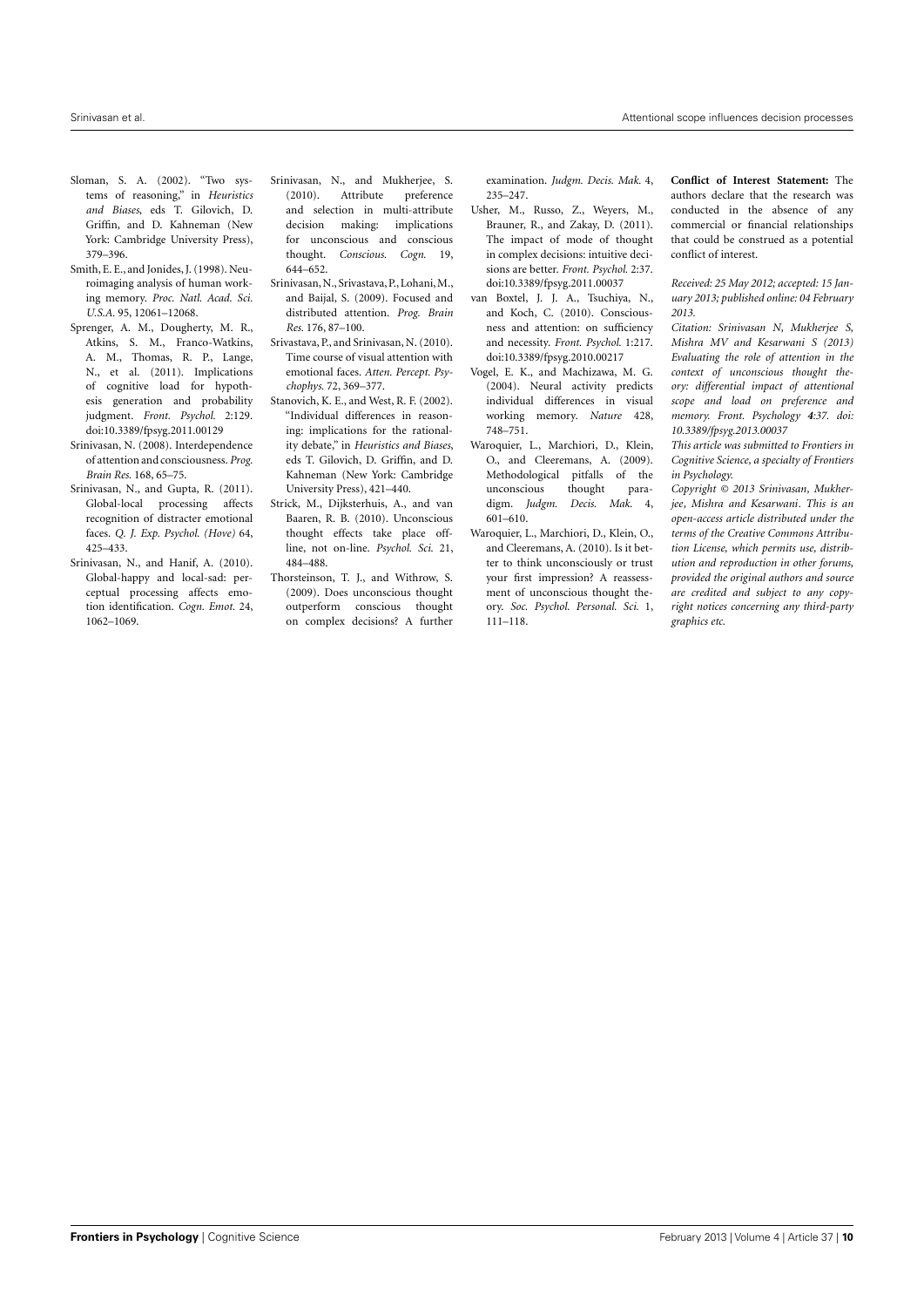Sloman, S. A. (2002). "Two systems of reasoning," in *Heuristics and Biases*, eds T. Gilovich, D. Griffin, and D. Kahneman (New York: Cambridge University Press), 379–396.

Smith, E. E., and Jonides, J. (1998). Neuroimaging analysis of human working memory. *Proc. Natl. Acad. Sci. U.S.A.* 95, 12061–12068.

Sprenger, A. M., Dougherty, M. R., Atkins, S. M., Franco-Watkins, A. M., Thomas, R. P., Lange, N., et al. (2011). Implications of cognitive load for hypothesis generation and probability judgment. *Front. Psychol.* 2:129. doi:10.3389/fpsyg.2011.00129

Srinivasan, N. (2008). Interdependence of attention and consciousness. *Prog. Brain Res.* 168, 65–75.

Srinivasan, N., and Gupta, R. (2011). Global-local processing affects recognition of distracter emotional faces. *Q. J. Exp. Psychol. (Hove)* 64, 425–433.

Srinivasan, N., and Hanif, A. (2010). Global-happy and local-sad: perceptual processing affects emotion identification. *Cogn. Emot.* 24, 1062–1069.

Srinivasan, N., and Mukherjee, S. (2010). Attribute preference and selection in multi-attribute decision making: implications for unconscious and conscious thought. *Conscious. Cogn.* 19, 644–652.

Srinivasan, N., Srivastava, P., Lohani, M., and Baijal, S. (2009). Focused and distributed attention. *Prog. Brain Res.* 176, 87–100.

Srivastava, P., and Srinivasan, N. (2010). Time course of visual attention with emotional faces. *Atten. Percept. Psychophys.* 72, 369–377.

Stanovich, K. E., and West, R. F. (2002). "Individual differences in reasoning: implications for the rationality debate," in *Heuristics and Biases*, eds T. Gilovich, D. Griffin, and D. Kahneman (New York: Cambridge University Press), 421–440.

Strick, M., Dijksterhuis, A., and van Baaren, R. B. (2010). Unconscious thought effects take place offline, not on-line. *Psychol. Sci.* 21, 484–488.

Thorsteinson, T. J., and Withrow, S. (2009). Does unconscious thought outperform conscious thought on complex decisions? A further examination. *Judgm. Decis. Mak.* 4, 235–247.

Usher, M., Russo, Z., Weyers, M., Brauner, R., and Zakay, D. (2011). The impact of mode of thought in complex decisions: intuitive decisions are better. *Front. Psychol.* 2:37. doi:10.3389/fpsyg.2011.00037

van Boxtel, J. J. A., Tsuchiya, N., and Koch, C. (2010). Consciousness and attention: on sufficiency and necessity. *Front. Psychol.* 1:217. doi:10.3389/fpsyg.2010.00217

Vogel, E. K., and Machizawa, M. G. (2004). Neural activity predicts individual differences in visual working memory. *Nature* 428, 748–751.

Waroquier, L., Marchiori, D., Klein, O., and Cleeremans, A. (2009). Methodological pitfalls of the unconscious thought paradigm. *Judgm. Decis. Mak.* 4, 601–610.

Waroquier, L., Marchiori, D., Klein, O., and Cleeremans, A. (2010). Is it better to think unconsciously or trust your first impression? A reassessment of unconscious thought theory. *Soc. Psychol. Personal. Sci.* 1, 111–118.

**Conflict of Interest Statement:** The authors declare that the research was conducted in the absence of any commercial or financial relationships that could be construed as a potential conflict of interest.

*Received: 25 May 2012; accepted: 15 January 2013; published online: 04 February 2013.*

*Citation: Srinivasan N, Mukherjee S, Mishra MV and Kesarwani S (2013) Evaluating the role of attention in the context of unconscious thought theory: differential impact of attentional scope and load on preference and memory. Front. Psychology **4**:37. doi: 10.3389/fpsyg.2013.00037*

*This article was submitted to Frontiers in Cognitive Science, a specialty of Frontiers in Psychology.*

*Copyright © 2013 Srinivasan, Mukherjee, Mishra and Kesarwani. This is an open-access article distributed under the terms of the Creative Commons Attribution License, which permits use, distribution and reproduction in other forums, provided the original authors and source are credited and subject to any copyright notices concerning any third-party graphics etc.*